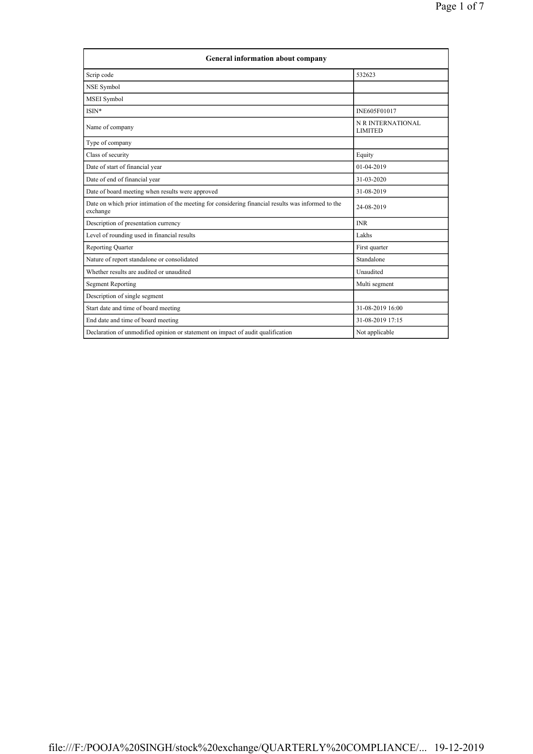| General information about company | |
|---|---|
| Scrip code | 532623 |
| NSE Symbol | |
| MSEI Symbol | |
| ISIN* | INE605F01017 |
| Name of company | N R INTERNATIONAL LIMITED |
| Type of company | |
| Class of security | Equity |
| Date of start of financial year | 01-04-2019 |
| Date of end of financial year | 31-03-2020 |
| Date of board meeting when results were approved | 31-08-2019 |
| Date on which prior intimation of the meeting for considering financial results was informed to the exchange | 24-08-2019 |
| Description of presentation currency | INR |
| Level of rounding used in financial results | Lakhs |
| Reporting Quarter | First quarter |
| Nature of report standalone or consolidated | Standalone |
| Whether results are audited or unaudited | Unaudited |
| Segment Reporting | Multi segment |
| Description of single segment | |
| Start date and time of board meeting | 31-08-2019 16:00 |
| End date and time of board meeting | 31-08-2019 17:15 |
| Declaration of unmodified opinion or statement on impact of audit qualification | Not applicable |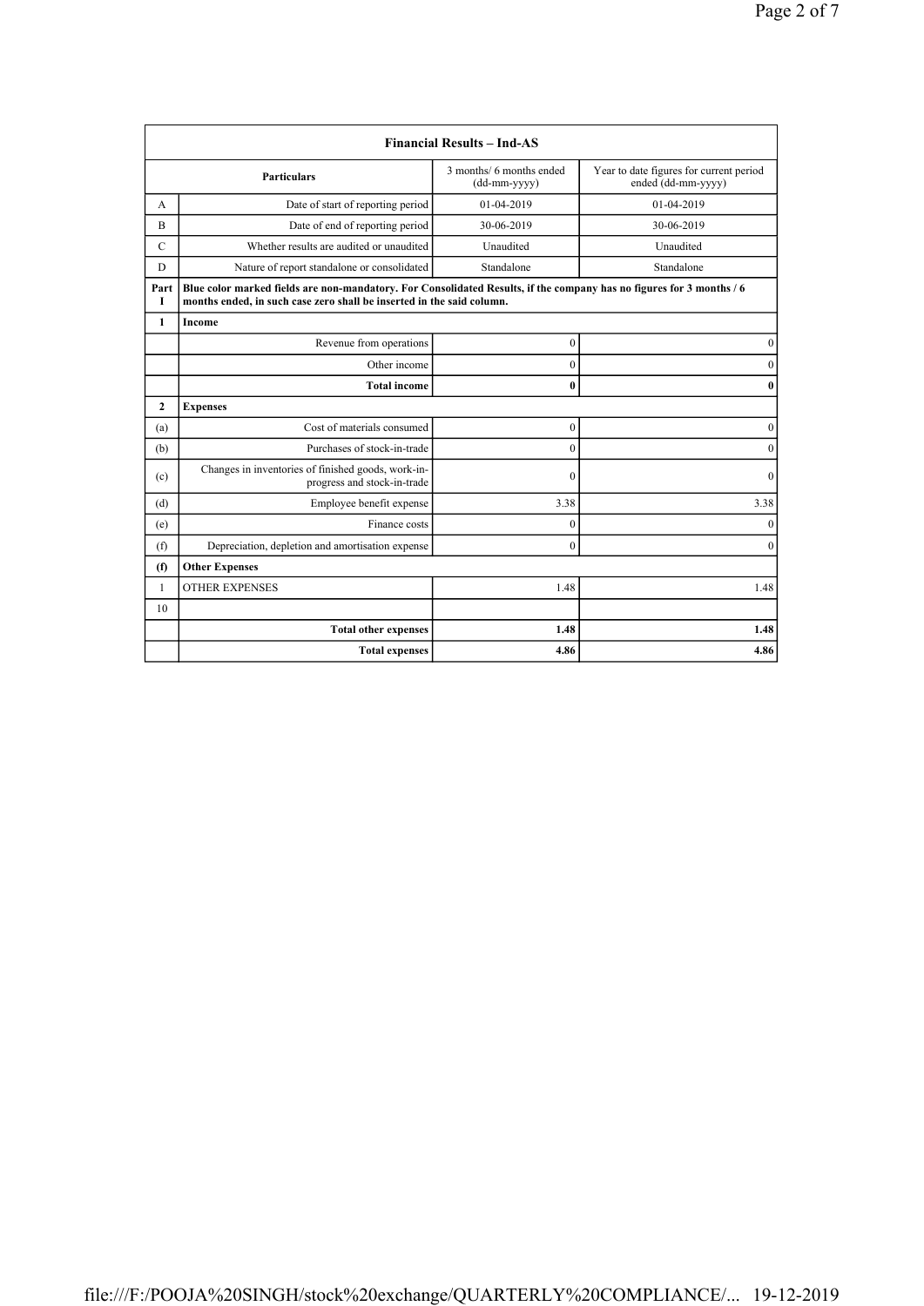| Financial Results – Ind-AS | | | |
|---|---|---|---|
| | Particulars | 3 months/ 6 months ended (dd-mm-yyyy) | Year to date figures for current period ended (dd-mm-yyyy) |
| A | Date of start of reporting period | 01-04-2019 | 01-04-2019 |
| B | Date of end of reporting period | 30-06-2019 | 30-06-2019 |
| C | Whether results are audited or unaudited | Unaudited | Unaudited |
| D | Nature of report standalone or consolidated | Standalone | Standalone |
| **Part I** | **Blue color marked fields are non-mandatory. For Consolidated Results, if the company has no figures for 3 months / 6 months ended, in such case zero shall be inserted in the said column.** | | |
| **1** | **Income** | | |
| | Revenue from operations | 0 | 0 |
| | Other income | 0 | 0 |
| | **Total income** | **0** | **0** |
| **2** | **Expenses** | | |
| (a) | Cost of materials consumed | 0 | 0 |
| (b) | Purchases of stock-in-trade | 0 | 0 |
| (c) | Changes in inventories of finished goods, work-in-progress and stock-in-trade | 0 | 0 |
| (d) | Employee benefit expense | 3.38 | 3.38 |
| (e) | Finance costs | 0 | 0 |
| (f) | Depreciation, depletion and amortisation expense | 0 | 0 |
| **(f)** | **Other Expenses** | | |
| 1 | OTHER EXPENSES | 1.48 | 1.48 |
| 10 | | | |
| | **Total other expenses** | **1.48** | **1.48** |
| | **Total expenses** | **4.86** | **4.86** |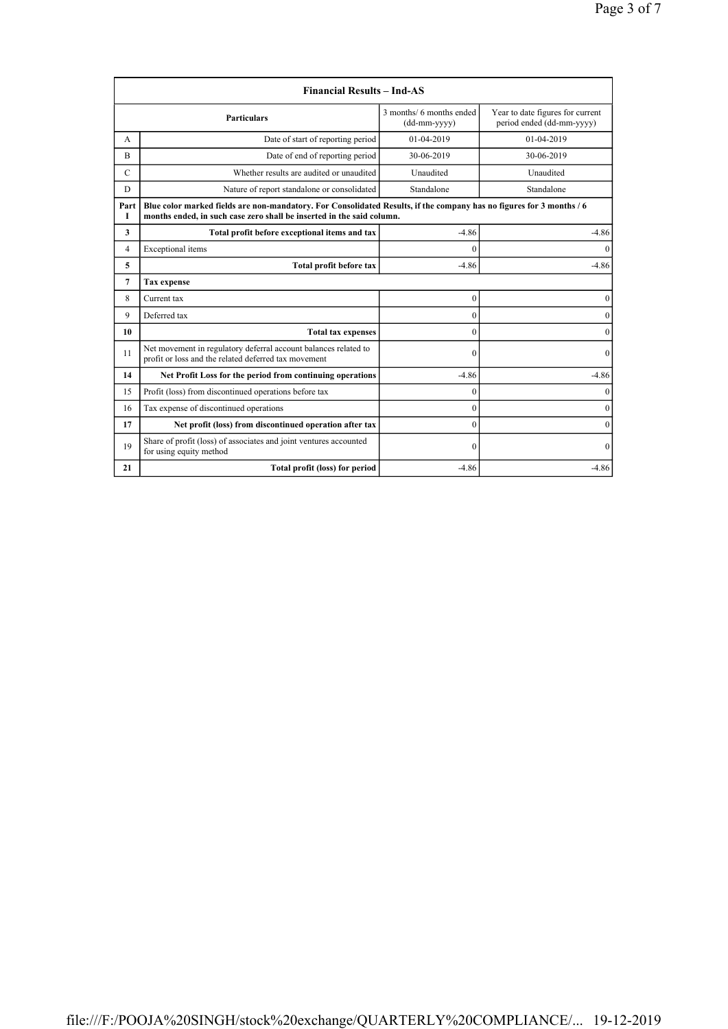| Financial Results – Ind-AS | | | |
|---|---|---|---|
| | **Particulars** | 3 months/ 6 months ended (dd-mm-yyyy) | Year to date figures for current period ended (dd-mm-yyyy) |
| A | Date of start of reporting period | 01-04-2019 | 01-04-2019 |
| B | Date of end of reporting period | 30-06-2019 | 30-06-2019 |
| C | Whether results are audited or unaudited | Unaudited | Unaudited |
| D | Nature of report standalone or consolidated | Standalone | Standalone |
| **Part I** | **Blue color marked fields are non-mandatory. For Consolidated Results, if the company has no figures for 3 months / 6 months ended, in such case zero shall be inserted in the said column.** | | |
| **3** | **Total profit before exceptional items and tax** | -4.86 | -4.86 |
| 4 | Exceptional items | 0 | 0 |
| **5** | **Total profit before tax** | -4.86 | -4.86 |
| **7** | **Tax expense** | | |
| 8 | Current tax | 0 | 0 |
| 9 | Deferred tax | 0 | 0 |
| **10** | **Total tax expenses** | 0 | 0 |
| 11 | Net movement in regulatory deferral account balances related to profit or loss and the related deferred tax movement | 0 | 0 |
| **14** | **Net Profit Loss for the period from continuing operations** | -4.86 | -4.86 |
| 15 | Profit (loss) from discontinued operations before tax | 0 | 0 |
| 16 | Tax expense of discontinued operations | 0 | 0 |
| **17** | **Net profit (loss) from discontinued operation after tax** | 0 | 0 |
| 19 | Share of profit (loss) of associates and joint ventures accounted for using equity method | 0 | 0 |
| **21** | **Total profit (loss) for period** | -4.86 | -4.86 |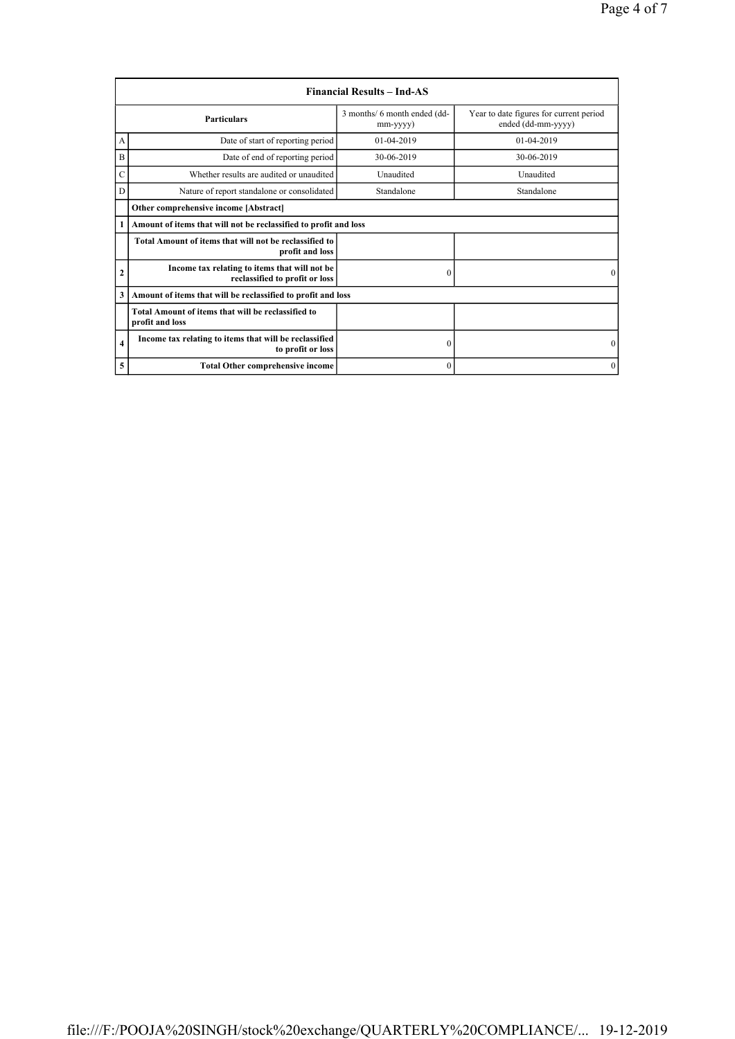| Financial Results – Ind-AS | | | |
|---|---|---|---|
| | **Particulars** | 3 months/ 6 month ended (dd-mm-yyyy) | Year to date figures for current period ended (dd-mm-yyyy) |
| A | Date of start of reporting period | 01-04-2019 | 01-04-2019 |
| B | Date of end of reporting period | 30-06-2019 | 30-06-2019 |
| C | Whether results are audited or unaudited | Unaudited | Unaudited |
| D | Nature of report standalone or consolidated | Standalone | Standalone |
| | **Other comprehensive income [Abstract]** | | |
| 1 | **Amount of items that will not be reclassified to profit and loss** | | |
| | **Total Amount of items that will not be reclassified to profit and loss** | | |
| 2 | **Income tax relating to items that will not be reclassified to profit or loss** | 0 | 0 |
| 3 | **Amount of items that will be reclassified to profit and loss** | | |
| | **Total Amount of items that will be reclassified to profit and loss** | | |
| 4 | **Income tax relating to items that will be reclassified to profit or loss** | 0 | 0 |
| 5 | **Total Other comprehensive income** | 0 | 0 |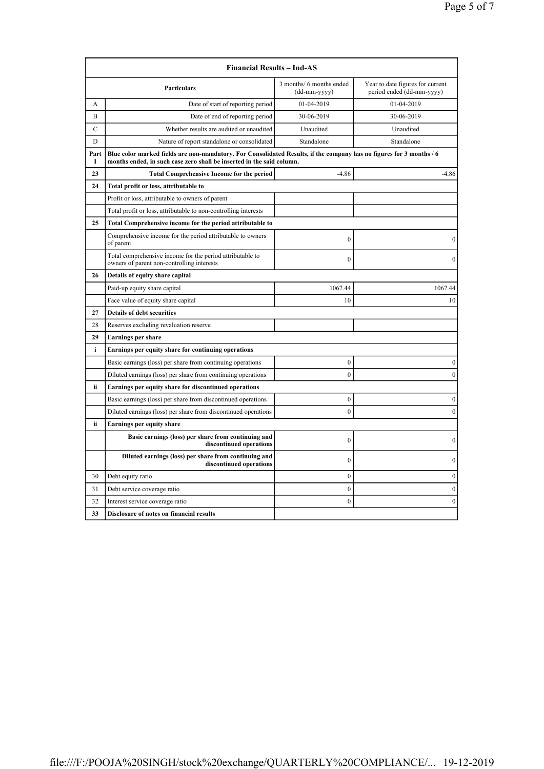| Financial Results – Ind-AS | | | |
|---|---|---|---|
| | **Particulars** | 3 months/ 6 months ended (dd-mm-yyyy) | Year to date figures for current period ended (dd-mm-yyyy) |
| A | Date of start of reporting period | 01-04-2019 | 01-04-2019 |
| B | Date of end of reporting period | 30-06-2019 | 30-06-2019 |
| C | Whether results are audited or unaudited | Unaudited | Unaudited |
| D | Nature of report standalone or consolidated | Standalone | Standalone |
| **Part I** | **Blue color marked fields are non-mandatory. For Consolidated Results, if the company has no figures for 3 months / 6 months ended, in such case zero shall be inserted in the said column.** | | |
| **23** | **Total Comprehensive Income for the period** | -4.86 | -4.86 |
| **24** | **Total profit or loss, attributable to** | | |
| | Profit or loss, attributable to owners of parent | | |
| | Total profit or loss, attributable to non-controlling interests | | |
| **25** | **Total Comprehensive income for the period attributable to** | | |
| | Comprehensive income for the period attributable to owners of parent | 0 | 0 |
| | Total comprehensive income for the period attributable to owners of parent non-controlling interests | 0 | 0 |
| **26** | **Details of equity share capital** | | |
| | Paid-up equity share capital | 1067.44 | 1067.44 |
| | Face value of equity share capital | 10 | 10 |
| **27** | **Details of debt securities** | | |
| 28 | Reserves excluding revaluation reserve | | |
| **29** | **Earnings per share** | | |
| **i** | **Earnings per equity share for continuing operations** | | |
| | Basic earnings (loss) per share from continuing operations | 0 | 0 |
| | Diluted earnings (loss) per share from continuing operations | 0 | 0 |
| **ii** | **Earnings per equity share for discontinued operations** | | |
| | Basic earnings (loss) per share from discontinued operations | 0 | 0 |
| | Diluted earnings (loss) per share from discontinued operations | 0 | 0 |
| **ii** | **Earnings per equity share** | | |
| | **Basic earnings (loss) per share from continuing and discontinued operations** | 0 | 0 |
| | **Diluted earnings (loss) per share from continuing and discontinued operations** | 0 | 0 |
| 30 | Debt equity ratio | 0 | 0 |
| 31 | Debt service coverage ratio | 0 | 0 |
| 32 | Interest service coverage ratio | 0 | 0 |
| **33** | **Disclosure of notes on financial results** | | |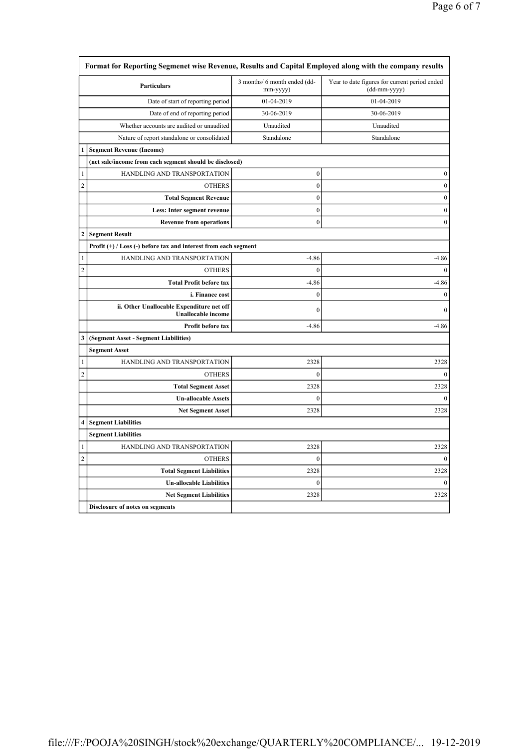| | Format for Reporting Segmenet wise Revenue, Results and Capital Employed along with the company results | | |
|---|---|---|---|
| | Particulars | 3 months/ 6 month ended (dd-mm-yyyy) | Year to date figures for current period ended (dd-mm-yyyy) |
| | Date of start of reporting period | 01-04-2019 | 01-04-2019 |
| | Date of end of reporting period | 30-06-2019 | 30-06-2019 |
| | Whether accounts are audited or unaudited | Unaudited | Unaudited |
| | Nature of report standalone or consolidated | Standalone | Standalone |
| **1** | **Segment Revenue (Income)** | | |
| | **(net sale/income from each segment should be disclosed)** | | |
| 1 | HANDLING AND TRANSPORTATION | 0 | 0 |
| 2 | OTHERS | 0 | 0 |
| | **Total Segment Revenue** | 0 | 0 |
| | **Less: Inter segment revenue** | 0 | 0 |
| | **Revenue from operations** | 0 | 0 |
| **2** | **Segment Result** | | |
| | **Profit (+) / Loss (-) before tax and interest from each segment** | | |
| 1 | HANDLING AND TRANSPORTATION | -4.86 | -4.86 |
| 2 | OTHERS | 0 | 0 |
| | **Total Profit before tax** | -4.86 | -4.86 |
| | **i. Finance cost** | 0 | 0 |
| | **ii. Other Unallocable Expenditure net off Unallocable income** | 0 | 0 |
| | **Profit before tax** | -4.86 | -4.86 |
| **3** | **(Segment Asset - Segment Liabilities)** | | |
| | **Segment Asset** | | |
| 1 | HANDLING AND TRANSPORTATION | 2328 | 2328 |
| 2 | OTHERS | 0 | 0 |
| | **Total Segment Asset** | 2328 | 2328 |
| | **Un-allocable Assets** | 0 | 0 |
| | **Net Segment Asset** | 2328 | 2328 |
| **4** | **Segment Liabilities** | | |
| | **Segment Liabilities** | | |
| 1 | HANDLING AND TRANSPORTATION | 2328 | 2328 |
| 2 | OTHERS | 0 | 0 |
| | **Total Segment Liabilities** | 2328 | 2328 |
| | **Un-allocable Liabilities** | 0 | 0 |
| | **Net Segment Liabilities** | 2328 | 2328 |
| | **Disclosure of notes on segments** | | |